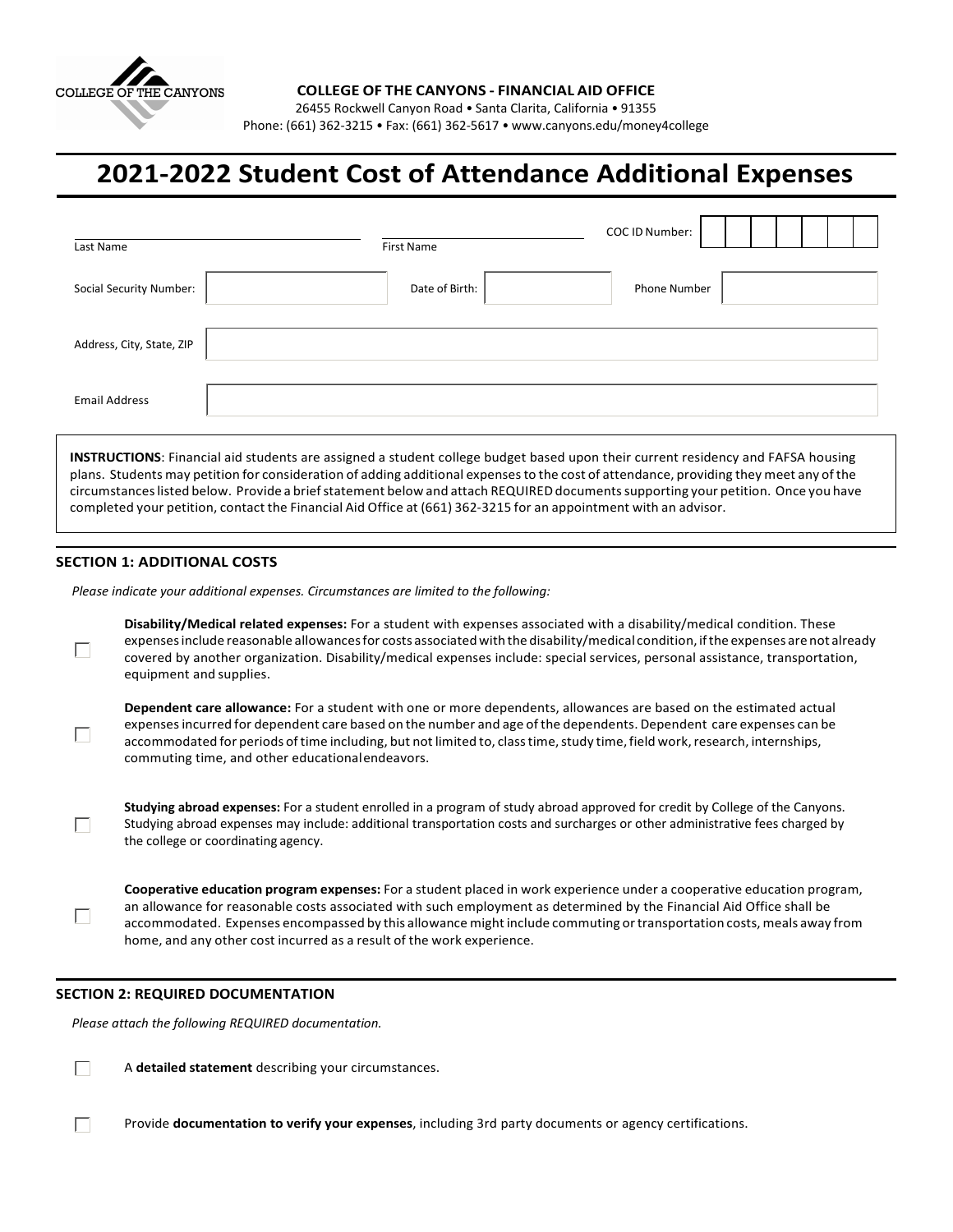COLLEGE OF THE CANYONS

**COLLEGE OF THE CANYONS - FINANCIAL AID OFFICE**
26455 Rockwell Canyon Road • Santa Clarita, California • 91355
Phone: (661) 362-3215 • Fax: (661) 362-5617 • www.canyons.edu/money4college

# 2021-2022 Student Cost of Attendance Additional Expenses

Last Name ______________________ First Name ______________________ COC ID Number: ______________________

Social Security Number: ______________________ Date of Birth: ______________________ Phone Number ______________________

Address, City, State, ZIP ______________________

Email Address ______________________

**INSTRUCTIONS**: Financial aid students are assigned a student college budget based upon their current residency and FAFSA housing plans. Students may petition for consideration of adding additional expenses to the cost of attendance, providing they meet any of the circumstances listed below. Provide a brief statement below and attach REQUIRED documents supporting your petition. Once you have completed your petition, contact the Financial Aid Office at (661) 362-3215 for an appointment with an advisor.

## SECTION 1: ADDITIONAL COSTS

*Please indicate your additional expenses. Circumstances are limited to the following:*

- ☐ **Disability/Medical related expenses:** For a student with expenses associated with a disability/medical condition. These expenses include reasonable allowances for costs associated with the disability/medical condition, if the expenses are not already covered by another organization. Disability/medical expenses include: special services, personal assistance, transportation, equipment and supplies.

- ☐ **Dependent care allowance:** For a student with one or more dependents, allowances are based on the estimated actual expenses incurred for dependent care based on the number and age of the dependents. Dependent care expenses can be accommodated for periods of time including, but not limited to, class time, study time, field work, research, internships, commuting time, and other educational endeavors.

- ☐ **Studying abroad expenses:** For a student enrolled in a program of study abroad approved for credit by College of the Canyons. Studying abroad expenses may include: additional transportation costs and surcharges or other administrative fees charged by the college or coordinating agency.

- ☐ **Cooperative education program expenses:** For a student placed in work experience under a cooperative education program, an allowance for reasonable costs associated with such employment as determined by the Financial Aid Office shall be accommodated. Expenses encompassed by this allowance might include commuting or transportation costs, meals away from home, and any other cost incurred as a result of the work experience.

## SECTION 2: REQUIRED DOCUMENTATION

*Please attach the following REQUIRED documentation.*

- ☐ A **detailed statement** describing your circumstances.

- ☐ Provide **documentation to verify your expenses**, including 3rd party documents or agency certifications.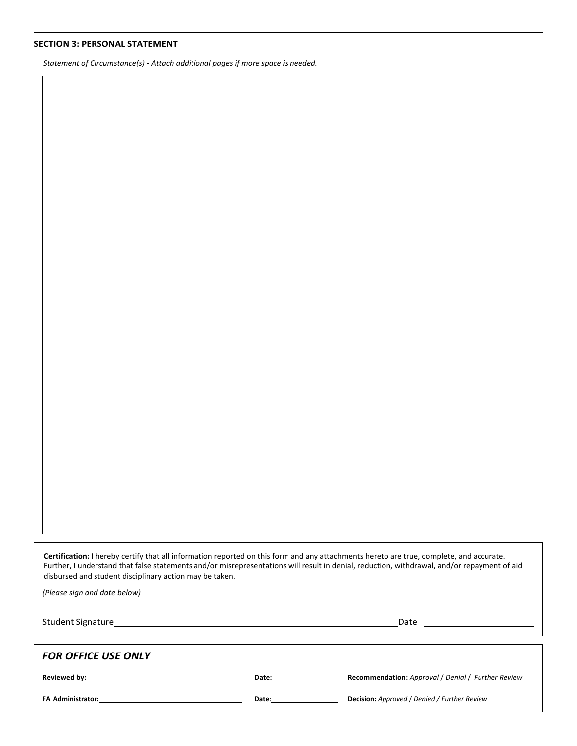## SECTION 3: PERSONAL STATEMENT

*Statement of Circumstance(s)* **-** *Attach additional pages if more space is needed.*

**Certification:** I hereby certify that all information reported on this form and any attachments hereto are true, complete, and accurate. Further, I understand that false statements and/or misrepresentations will result in denial, reduction, withdrawal, and/or repayment of aid disbursed and student disciplinary action may be taken.

*(Please sign and date below)*

Student Signature\_\_\_\_\_\_\_\_\_\_\_\_\_\_\_\_\_\_\_\_\_\_\_\_\_\_\_\_\_\_\_\_\_\_\_\_\_\_\_\_ Date \_\_\_\_\_\_\_\_\_\_\_\_\_\_\_\_\_\_\_\_

### *FOR OFFICE USE ONLY*

**Reviewed by:**\_\_\_\_\_\_\_\_\_\_\_\_\_\_\_\_\_\_\_\_\_\_\_\_\_\_\_\_ **Date:**\_\_\_\_\_\_\_\_\_\_\_\_ **Recommendation:** *Approval* / *Denial* / *Further Review*

**FA Administrator:**\_\_\_\_\_\_\_\_\_\_\_\_\_\_\_\_\_\_\_\_\_\_\_\_\_\_\_\_ **Date**:\_\_\_\_\_\_\_\_\_\_\_\_ **Decision:** *Approved* / *Denied / Further Review*